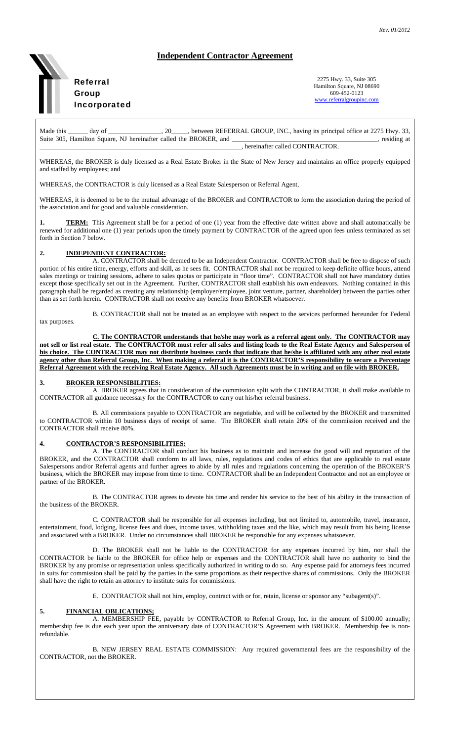*Rev. 01/2012*

# Independent Contractor Agreement

**Referral Group Incorporated**

2275 Hwy. 33, Suite 305
Hamilton Square, NJ 08690
609-452-0123
www.referralgroupinc.com

Made this ______ day of ________________, 20_____, between REFERRAL GROUP, INC., having its principal office at 2275 Hwy. 33, Suite 305, Hamilton Square, NJ hereinafter called the BROKER, and ___________________________________________, residing at ________________________________________________________________, hereinafter called CONTRACTOR.

WHEREAS, the BROKER is duly licensed as a Real Estate Broker in the State of New Jersey and maintains an office properly equipped and staffed by employees; and

WHEREAS, the CONTRACTOR is duly licensed as a Real Estate Salesperson or Referral Agent,

WHEREAS, it is deemed to be to the mutual advantage of the BROKER and CONTRACTOR to form the association during the period of the association and for good and valuable consideration.

**1. TERM:** This Agreement shall be for a period of one (1) year from the effective date written above and shall automatically be renewed for additional one (1) year periods upon the timely payment by CONTRACTOR of the agreed upon fees unless terminated as set forth in Section 7 below.

**2. INDEPENDENT CONTRACTOR:**

A. CONTRACTOR shall be deemed to be an Independent Contractor. CONTRACTOR shall be free to dispose of such portion of his entire time, energy, efforts and skill, as he sees fit. CONTRACTOR shall not be required to keep definite office hours, attend sales meetings or training sessions, adhere to sales quotas or participate in "floor time". CONTRACTOR shall not have mandatory duties except those specifically set out in the Agreement. Further, CONTRACTOR shall establish his own endeavors. Nothing contained in this paragraph shall be regarded as creating any relationship (employer/employee, joint venture, partner, shareholder) between the parties other than as set forth herein. CONTRACTOR shall not receive any benefits from BROKER whatsoever.

B. CONTRACTOR shall not be treated as an employee with respect to the services performed hereunder for Federal tax purposes.

**C. The CONTRACTOR understands that he/she may work as a referral agent only. The CONTRACTOR may not sell or list real estate. The CONTRACTOR must refer all sales and listing leads to the Real Estate Agency and Salesperson of his choice. The CONTRACTOR may not distribute business cards that indicate that he/she is affiliated with any other real estate agency other than Referral Group, Inc. When making a referral it is the CONTRACTOR'S responsibility to secure a Percentage Referral Agreement with the receiving Real Estate Agency. All such Agreements must be in writing and on file with BROKER.**

**3. BROKER RESPONSIBILITIES:**

A. BROKER agrees that in consideration of the commission split with the CONTRACTOR, it shall make available to CONTRACTOR all guidance necessary for the CONTRACTOR to carry out his/her referral business.

B. All commissions payable to CONTRACTOR are negotiable, and will be collected by the BROKER and transmitted to CONTRACTOR within 10 business days of receipt of same. The BROKER shall retain 20% of the commission received and the CONTRACTOR shall receive 80%.

**4. CONTRACTOR'S RESPONSIBILITIES:**

A. The CONTRACTOR shall conduct his business as to maintain and increase the good will and reputation of the BROKER, and the CONTRACTOR shall conform to all laws, rules, regulations and codes of ethics that are applicable to real estate Salespersons and/or Referral agents and further agrees to abide by all rules and regulations concerning the operation of the BROKER'S business, which the BROKER may impose from time to time. CONTRACTOR shall be an Independent Contractor and not an employee or partner of the BROKER.

B. The CONTRACTOR agrees to devote his time and render his service to the best of his ability in the transaction of the business of the BROKER.

C. CONTRACTOR shall be responsible for all expenses including, but not limited to, automobile, travel, insurance, entertainment, food, lodging, license fees and dues, income taxes, withholding taxes and the like, which may result from his being license and associated with a BROKER. Under no circumstances shall BROKER be responsible for any expenses whatsoever.

D. The BROKER shall not be liable to the CONTRACTOR for any expenses incurred by him, nor shall the CONTRACTOR be liable to the BROKER for office help or expenses and the CONTRACTOR shall have no authority to bind the BROKER by any promise or representation unless specifically authorized in writing to do so. Any expense paid for attorneys fees incurred in suits for commission shall be paid by the parties in the same proportions as their respective shares of commissions. Only the BROKER shall have the right to retain an attorney to institute suits for commissions.

E. CONTRACTOR shall not hire, employ, contract with or for, retain, license or sponsor any "subagent(s)".

**5. FINANCIAL OBLICATIONS;**

A. MEMBERSHIP FEE, payable by CONTRACTOR to Referral Group, Inc. in the amount of $100.00 annually; membership fee is due each year upon the anniversary date of CONTRACTOR'S Agreement with BROKER. Membership fee is non-refundable.

B. NEW JERSEY REAL ESTATE COMMISSION: Any required governmental fees are the responsibility of the CONTRACTOR, not the BROKER.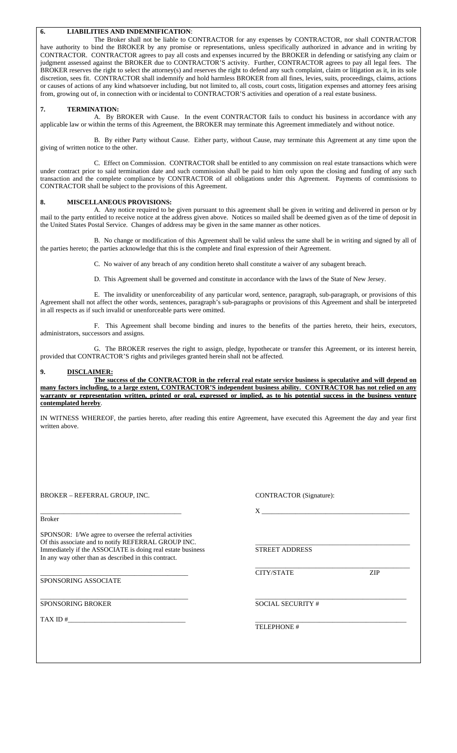**6. LIABILITIES AND INDEMNIFICATION**:

The Broker shall not be liable to CONTRACTOR for any expenses by CONTRACTOR, nor shall CONTRACTOR have authority to bind the BROKER by any promise or representations, unless specifically authorized in advance and in writing by CONTRACTOR. CONTRACTOR agrees to pay all costs and expenses incurred by the BROKER in defending or satisfying any claim or judgment assessed against the BROKER due to CONTRACTOR'S activity. Further, CONTRACTOR agrees to pay all legal fees. The BROKER reserves the right to select the attorney(s) and reserves the right to defend any such complaint, claim or litigation as it, in its sole discretion, sees fit. CONTRACTOR shall indemnify and hold harmless BROKER from all fines, levies, suits, proceedings, claims, actions or causes of actions of any kind whatsoever including, but not limited to, all costs, court costs, litigation expenses and attorney fees arising from, growing out of, in connection with or incidental to CONTRACTOR'S activities and operation of a real estate business.

**7. TERMINATION:**

A. By BROKER with Cause. In the event CONTRACTOR fails to conduct his business in accordance with any applicable law or within the terms of this Agreement, the BROKER may terminate this Agreement immediately and without notice.

B. By either Party without Cause. Either party, without Cause, may terminate this Agreement at any time upon the giving of written notice to the other.

C. Effect on Commission. CONTRACTOR shall be entitled to any commission on real estate transactions which were under contract prior to said termination date and such commission shall be paid to him only upon the closing and funding of any such transaction and the complete compliance by CONTRACTOR of all obligations under this Agreement. Payments of commissions to CONTRACTOR shall be subject to the provisions of this Agreement.

**8. MISCELLANEOUS PROVISIONS:**

A. Any notice required to be given pursuant to this agreement shall be given in writing and delivered in person or by mail to the party entitled to receive notice at the address given above. Notices so mailed shall be deemed given as of the time of deposit in the United States Postal Service. Changes of address may be given in the same manner as other notices.

B. No change or modification of this Agreement shall be valid unless the same shall be in writing and signed by all of the parties hereto; the parties acknowledge that this is the complete and final expression of their Agreement.

C. No waiver of any breach of any condition hereto shall constitute a waiver of any subagent breach.

D. This Agreement shall be governed and constitute in accordance with the laws of the State of New Jersey.

E. The invalidity or unenforceability of any particular word, sentence, paragraph, sub-paragraph, or provisions of this Agreement shall not affect the other words, sentences, paragraph's sub-paragraphs or provisions of this Agreement and shall be interpreted in all respects as if such invalid or unenforceable parts were omitted.

F. This Agreement shall become binding and inures to the benefits of the parties hereto, their heirs, executors, administrators, successors and assigns.

G. The BROKER reserves the right to assign, pledge, hypothecate or transfer this Agreement, or its interest herein, provided that CONTRACTOR'S rights and privileges granted herein shall not be affected.

**9. DISCLAIMER:**

**The success of the CONTRACTOR in the referral real estate service business is speculative and will depend on many factors including, to a large extent, CONTRACTOR'S independent business ability. CONTRACTOR has not relied on any warranty or representation written, printed or oral, expressed or implied, as to his potential success in the business venture contemplated hereby**.

IN WITNESS WHEREOF, the parties hereto, after reading this entire Agreement, have executed this Agreement the day and year first written above.

BROKER – REFERRAL GROUP, INC.

\_\_\_\_\_\_\_\_\_\_\_\_\_\_\_\_\_\_\_\_\_\_\_\_\_\_\_\_\_\_\_\_\_\_\_\_\_\_\_\_
Broker

SPONSOR: I/We agree to oversee the referral activities Of this associate and to notify REFERRAL GROUP INC. Immediately if the ASSOCIATE is doing real estate business In any way other than as described in this contract.

\_\_\_\_\_\_\_\_\_\_\_\_\_\_\_\_\_\_\_\_\_\_\_\_\_\_\_\_\_\_\_\_\_\_\_\_\_\_\_\_
SPONSORING ASSOCIATE

\_\_\_\_\_\_\_\_\_\_\_\_\_\_\_\_\_\_\_\_\_\_\_\_\_\_\_\_\_\_\_\_\_\_\_\_\_\_\_\_
SPONSORING BROKER

TAX ID #\_\_\_\_\_\_\_\_\_\_\_\_\_\_\_\_\_\_\_\_\_\_\_\_\_\_\_\_\_\_\_\_

CONTRACTOR (Signature):

X \_\_\_\_\_\_\_\_\_\_\_\_\_\_\_\_\_\_\_\_\_\_\_\_\_\_\_\_\_\_\_\_\_\_\_\_\_\_\_\_

\_\_\_\_\_\_\_\_\_\_\_\_\_\_\_\_\_\_\_\_\_\_\_\_\_\_\_\_\_\_\_\_\_\_\_\_\_\_\_\_
STREET ADDRESS

\_\_\_\_\_\_\_\_\_\_\_\_\_\_\_\_\_\_\_\_\_\_\_\_\_\_\_\_\_\_\_\_\_\_\_\_\_\_\_\_
CITY/STATE ZIP

\_\_\_\_\_\_\_\_\_\_\_\_\_\_\_\_\_\_\_\_\_\_\_\_\_\_\_\_\_\_\_\_\_\_\_\_\_\_\_\_
SOCIAL SECURITY #

\_\_\_\_\_\_\_\_\_\_\_\_\_\_\_\_\_\_\_\_\_\_\_\_\_\_\_\_\_\_\_\_\_\_\_\_\_\_\_\_
TELEPHONE #